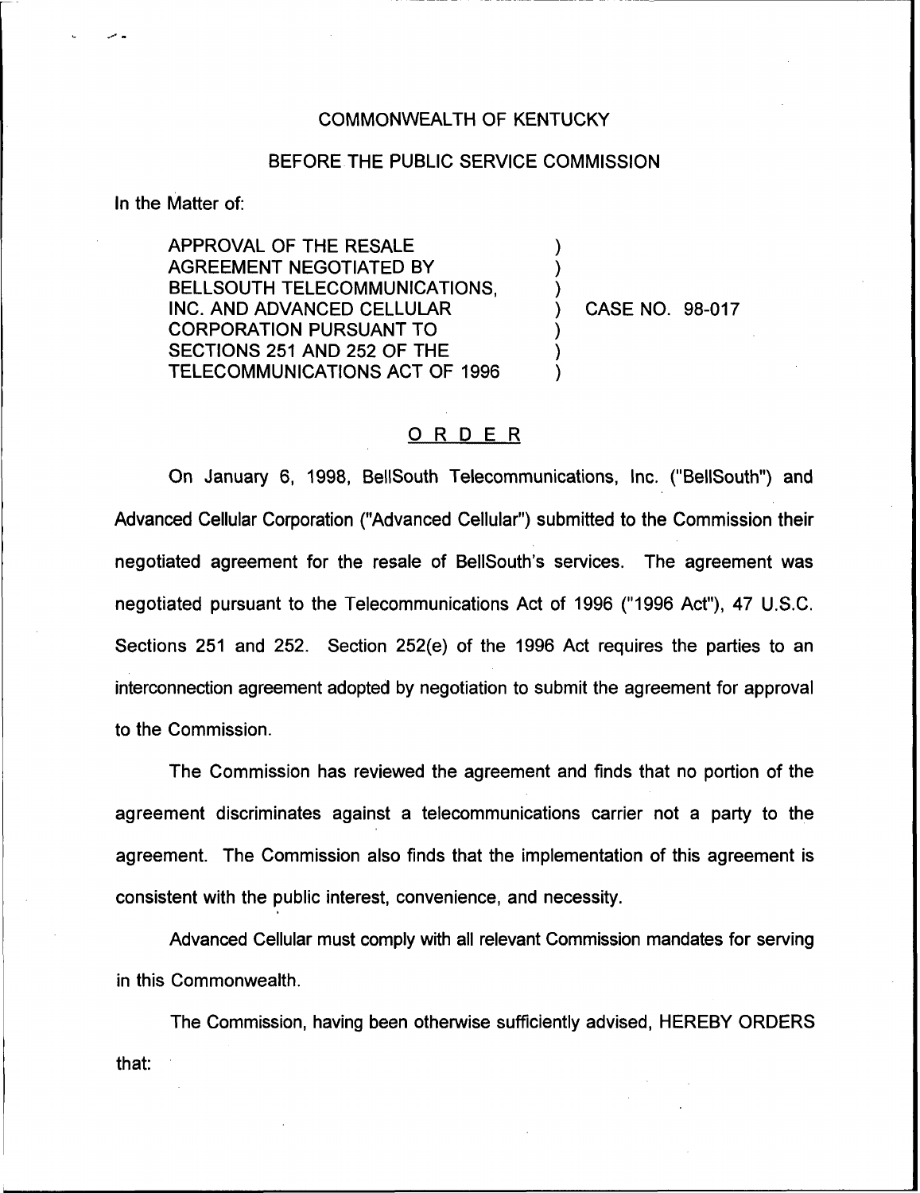COMMONWEALTH OF KENTUCKY

BEFORE THE PUBLIC SERVICE COMMISSION

In the Matter of:

APPROVAL OF THE RESALE AGREEMENT NEGOTIATED BY BELLSOUTH TELECOMMUNICATIONS, INC. AND ADVANCED CELLULAR CORPORATION PURSUANT TO SECTIONS 251 AND 252 OF THE TELECOMMUNICATIONS ACT OF 1996 ) CASE NO. 98-017

# ORDER

On January 6, 1998, BellSouth Telecommunications, Inc. ("BellSouth") and Advanced Cellular Corporation ("Advanced Cellular") submitted to the Commission their negotiated agreement for the resale of BellSouth's services. The agreement was negotiated pursuant to the Telecommunications Act of 1996 ("1996 Act"), 47 U.S.C. Sections 251 and 252. Section 252(e) of the 1996 Act requires the parties to an interconnection agreement adopted by negotiation to submit the agreement for approval to the Commission.

The Commission has reviewed the agreement and finds that no portion of the agreement discriminates against a telecommunications carrier not a party to the agreement. The Commission also finds that the implementation of this agreement is consistent with the public interest, convenience, and necessity.

Advanced Cellular must comply with all relevant Commission mandates for serving in this Commonwealth.

The Commission, having been otherwise sufficiently advised, HEREBY ORDERS that: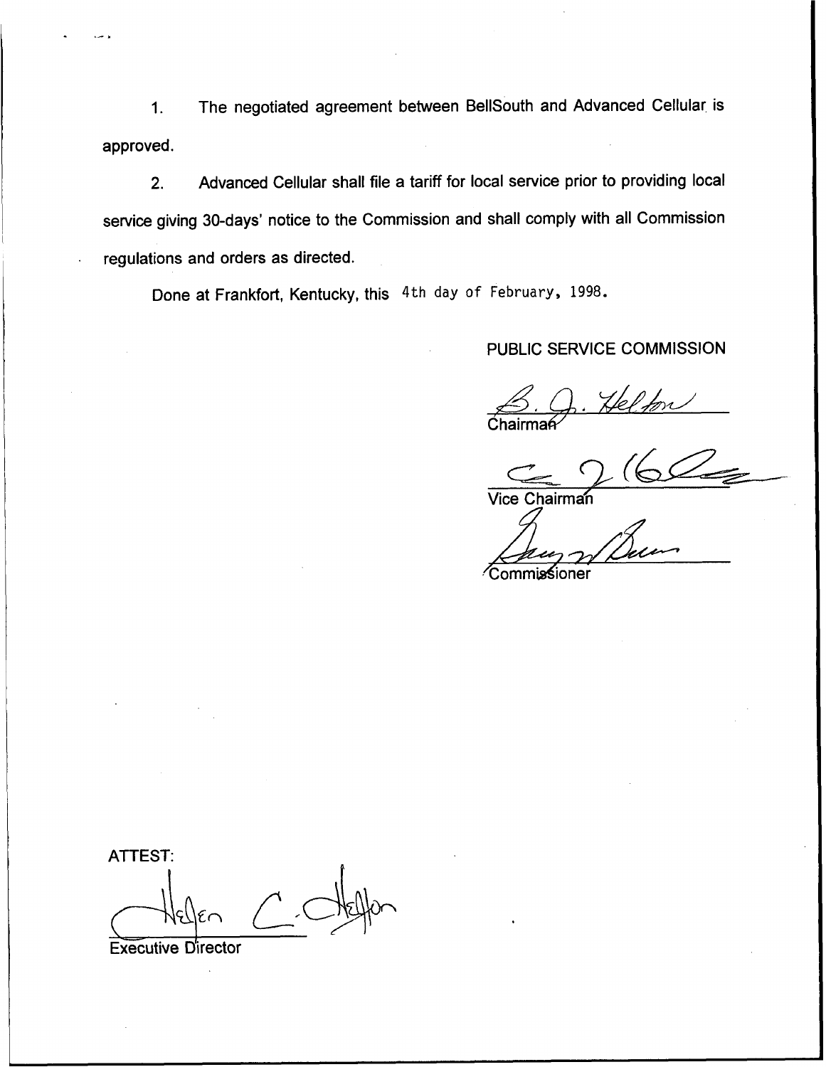1. The negotiated agreement between BellSouth and Advanced Cellular is approved.

2. Advanced Cellular shall file a tariff for local service prior to providing local service giving 30-days' notice to the Commission and shall comply with all Commission regulations and orders as directed.

Done at Frankfort, Kentucky, this 4th day of February, 1998.

PUBLIC SERVICE COMMISSION

Chairman

Vice Chairman

Commissioner

ATTEST:

Executive Director